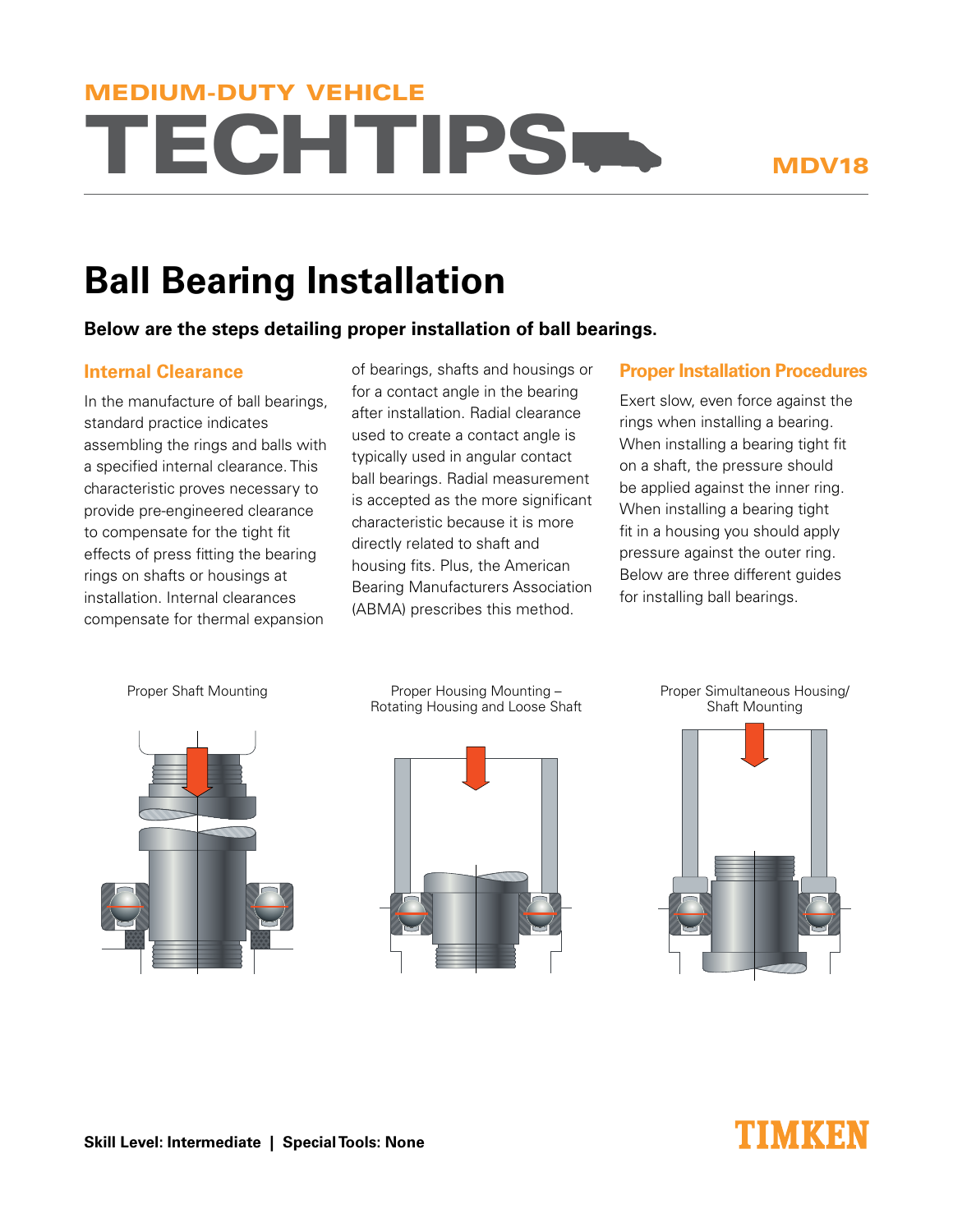MEDIUM-DUTY VEHICLE

# TECHTIPS

MDV18

# Ball Bearing Installation

**Below are the steps detailing proper installation of ball bearings.**

## Internal Clearance

In the manufacture of ball bearings, standard practice indicates assembling the rings and balls with a specified internal clearance. This characteristic proves necessary to provide pre-engineered clearance to compensate for the tight fit effects of press fitting the bearing rings on shafts or housings at installation. Internal clearances compensate for thermal expansion of bearings, shafts and housings or for a contact angle in the bearing after installation. Radial clearance used to create a contact angle is typically used in angular contact ball bearings. Radial measurement is accepted as the more significant characteristic because it is more directly related to shaft and housing fits. Plus, the American Bearing Manufacturers Association (ABMA) prescribes this method.

## Proper Installation Procedures

Exert slow, even force against the rings when installing a bearing. When installing a bearing tight fit on a shaft, the pressure should be applied against the inner ring. When installing a bearing tight fit in a housing you should apply pressure against the outer ring. Below are three different guides for installing ball bearings.

Proper Shaft Mounting

Proper Housing Mounting – Rotating Housing and Loose Shaft

Proper Simultaneous Housing/ Shaft Mounting

**Skill Level: Intermediate | Special Tools: None**

TIMKEN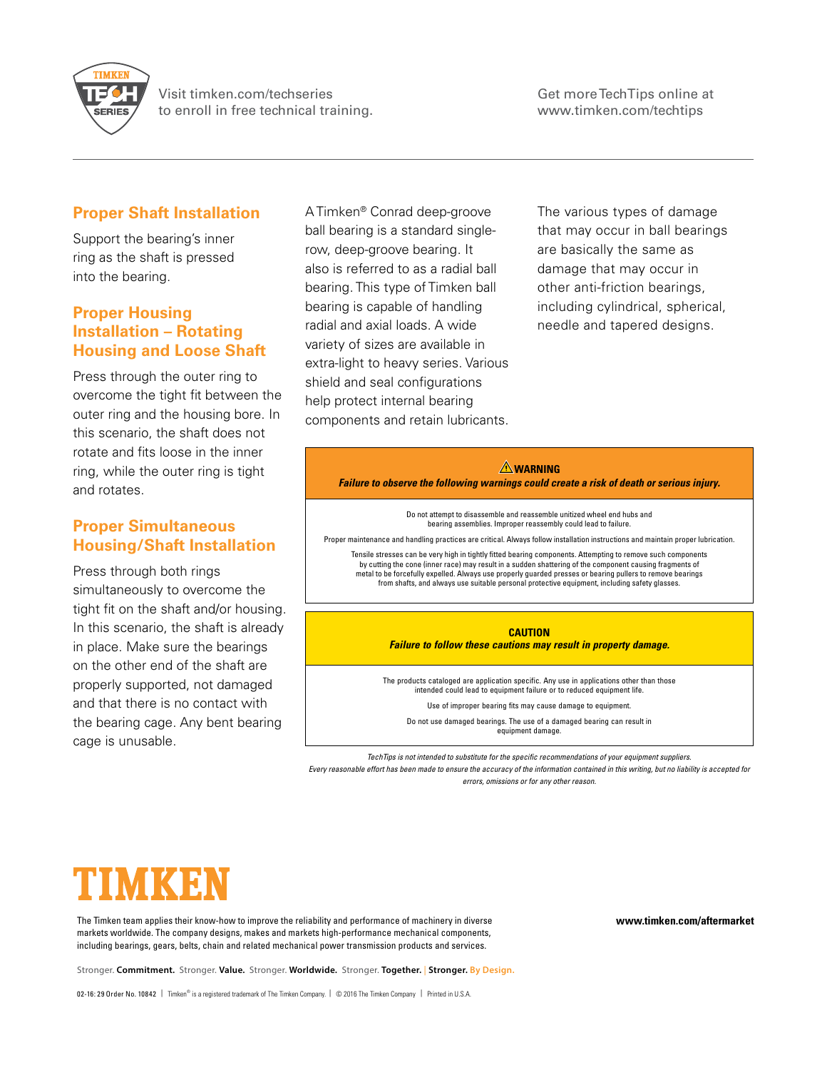Visit timken.com/techseries to enroll in free technical training.

Get more TechTips online at www.timken.com/techtips

## Proper Shaft Installation

Support the bearing's inner ring as the shaft is pressed into the bearing.

## Proper Housing Installation – Rotating Housing and Loose Shaft

Press through the outer ring to overcome the tight fit between the outer ring and the housing bore. In this scenario, the shaft does not rotate and fits loose in the inner ring, while the outer ring is tight and rotates.

## Proper Simultaneous Housing/Shaft Installation

Press through both rings simultaneously to overcome the tight fit on the shaft and/or housing. In this scenario, the shaft is already in place. Make sure the bearings on the other end of the shaft are properly supported, not damaged and that there is no contact with the bearing cage. Any bent bearing cage is unusable.

A Timken® Conrad deep-groove ball bearing is a standard single-row, deep-groove bearing. It also is referred to as a radial ball bearing. This type of Timken ball bearing is capable of handling radial and axial loads. A wide variety of sizes are available in extra-light to heavy series. Various shield and seal configurations help protect internal bearing components and retain lubricants.

The various types of damage that may occur in ball bearings are basically the same as damage that may occur in other anti-friction bearings, including cylindrical, spherical, needle and tapered designs.

**⚠WARNING**

***Failure to observe the following warnings could create a risk of death or serious injury.***

Do not attempt to disassemble and reassemble unitized wheel end hubs and bearing assemblies. Improper reassembly could lead to failure.

Proper maintenance and handling practices are critical. Always follow installation instructions and maintain proper lubrication.

Tensile stresses can be very high in tightly fitted bearing components. Attempting to remove such components by cutting the cone (inner race) may result in a sudden shattering of the component causing fragments of metal to be forcefully expelled. Always use properly guarded presses or bearing pullers to remove bearings from shafts, and always use suitable personal protective equipment, including safety glasses.

**CAUTION**

***Failure to follow these cautions may result in property damage.***

The products cataloged are application specific. Any use in applications other than those intended could lead to equipment failure or to reduced equipment life.

Use of improper bearing fits may cause damage to equipment.

Do not use damaged bearings. The use of a damaged bearing can result in equipment damage.

*TechTips is not intended to substitute for the specific recommendations of your equipment suppliers.*
*Every reasonable effort has been made to ensure the accuracy of the information contained in this writing, but no liability is accepted for errors, omissions or for any other reason.*

# TIMKEN

The Timken team applies their know-how to improve the reliability and performance of machinery in diverse markets worldwide. The company designs, makes and markets high-performance mechanical components, including bearings, gears, belts, chain and related mechanical power transmission products and services.

**www.timken.com/aftermarket**

Stronger. **Commitment.** Stronger. **Value.** Stronger. **Worldwide.** Stronger. **Together.** | **Stronger.** **By Design.**

02-16: 29 Order No. 10842 | Timken® is a registered trademark of The Timken Company. | © 2016 The Timken Company | Printed in U.S.A.